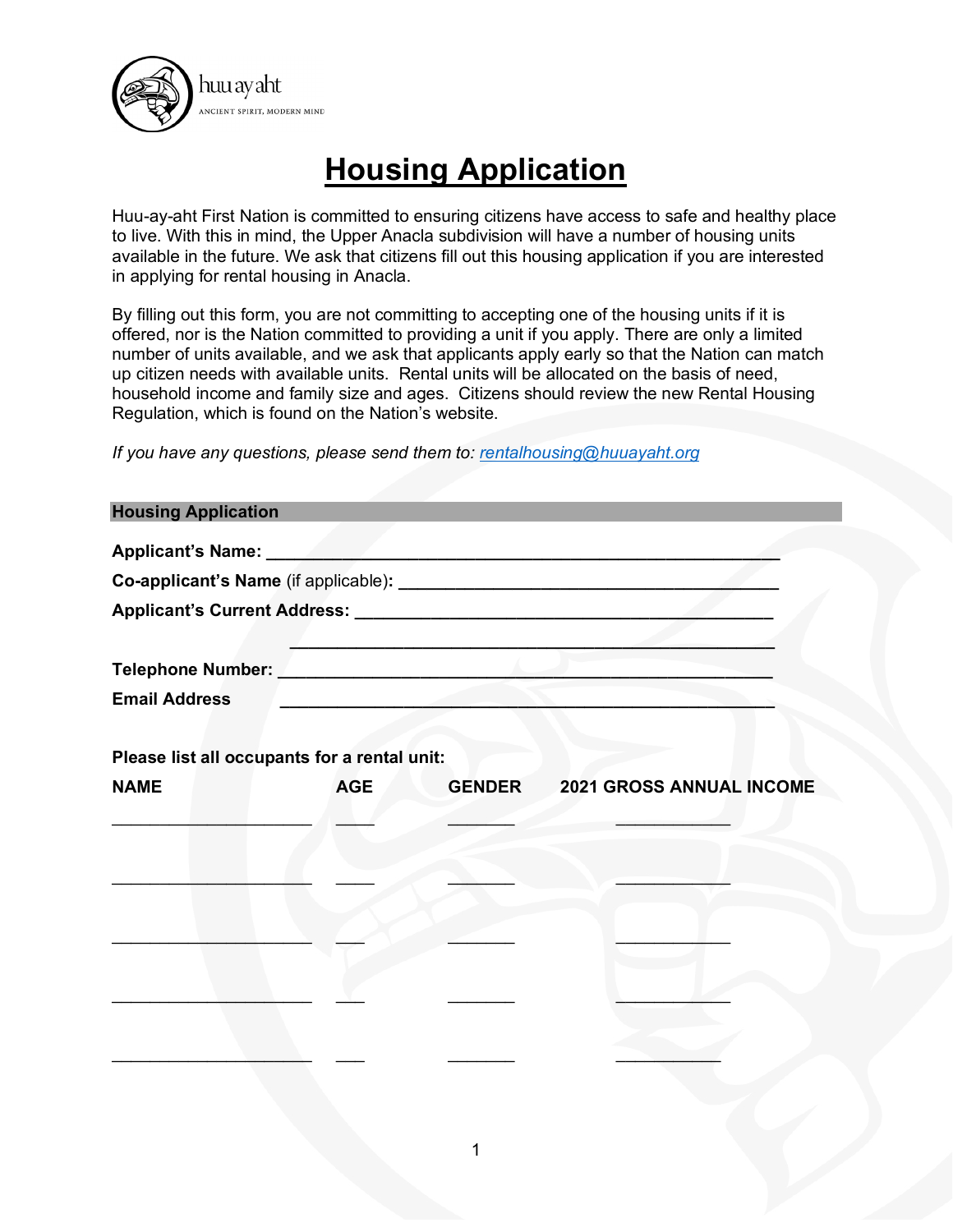huuayaht
ANCIENT SPIRIT, MODERN MIND

# Housing Application

Huu-ay-aht First Nation is committed to ensuring citizens have access to safe and healthy place to live. With this in mind, the Upper Anacla subdivision will have a number of housing units available in the future. We ask that citizens fill out this housing application if you are interested in applying for rental housing in Anacla.

By filling out this form, you are not committing to accepting one of the housing units if it is offered, nor is the Nation committed to providing a unit if you apply. There are only a limited number of units available, and we ask that applicants apply early so that the Nation can match up citizen needs with available units. Rental units will be allocated on the basis of need, household income and family size and ages. Citizens should review the new Rental Housing Regulation, which is found on the Nation's website.

*If you have any questions, please send them to: rentalhousing@huuayaht.org*

## Housing Application

**Applicant's Name:** ______________________________________________

**Co-applicant's Name** (if applicable): ______________________________

**Applicant's Current Address:** ____________________________________

______________________________________________

**Telephone Number:** ___________________________________________

**Email Address** ___________________________________________

**Please list all occupants for a rental unit:**

| NAME | AGE | GENDER | 2021 GROSS ANNUAL INCOME |
|---|---|---|---|
| ____________________ | ____ | _______ | ___________ |
| ____________________ | ____ | _______ | ___________ |
| ____________________ | ___ | _______ | ___________ |
| ____________________ | ___ | _______ | ___________ |
| ____________________ | ___ | _______ | __________ |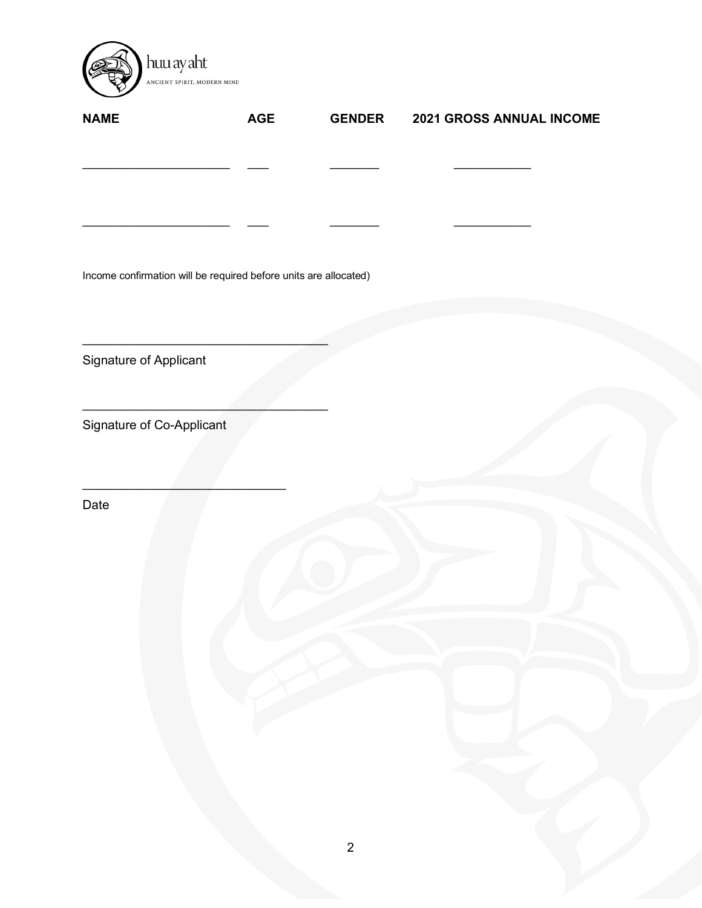| NAME | AGE | GENDER | 2021 GROSS ANNUAL INCOME |
| --- | --- | --- | --- |
| ____________________ | ___ | _______ | __________ |
| ____________________ | ___ | _______ | __________ |

Income confirmation will be required before units are allocated)

___________________________________
Signature of Applicant

___________________________________
Signature of Co-Applicant

_____________________________
Date